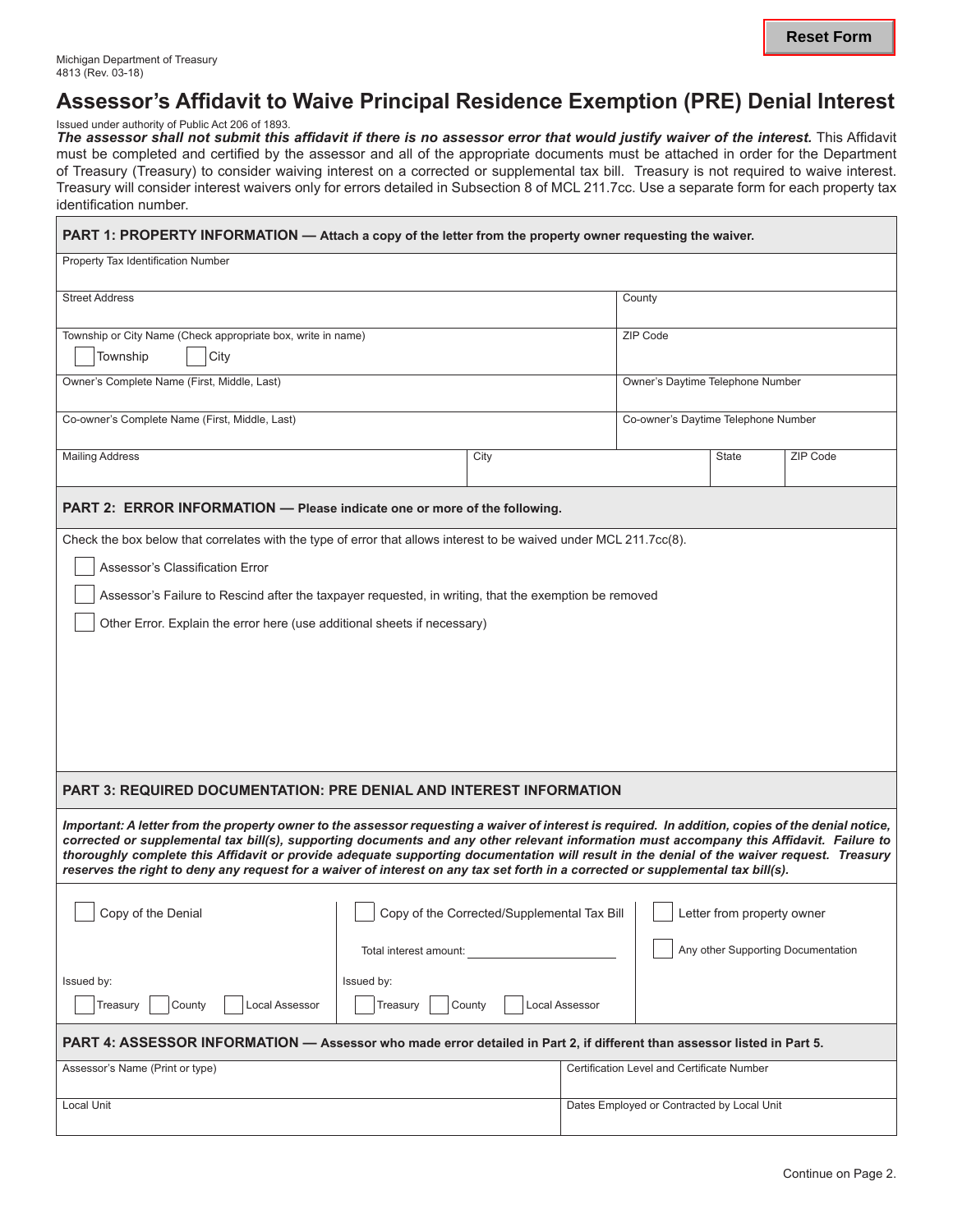Michigan Department of Treasury
4813 (Rev. 03-18)

# Assessor's Affidavit to Waive Principal Residence Exemption (PRE) Denial Interest

Issued under authority of Public Act 206 of 1893.

***The assessor shall not submit this affidavit if there is no assessor error that would justify waiver of the interest.*** This Affidavit must be completed and certified by the assessor and all of the appropriate documents must be attached in order for the Department of Treasury (Treasury) to consider waiving interest on a corrected or supplemental tax bill. Treasury is not required to waive interest. Treasury will consider interest waivers only for errors detailed in Subsection 8 of MCL 211.7cc. Use a separate form for each property tax identification number.

## PART 1: PROPERTY INFORMATION — Attach a copy of the letter from the property owner requesting the waiver.

| Property Tax Identification Number | | | |
|---|---|---|---|
| Street Address | | County | |
| Township or City Name (Check appropriate box, write in name) ☐ Township ☐ City | | ZIP Code | |
| Owner's Complete Name (First, Middle, Last) | | Owner's Daytime Telephone Number | |
| Co-owner's Complete Name (First, Middle, Last) | | Co-owner's Daytime Telephone Number | |
| Mailing Address | City | State | ZIP Code |

## PART 2: ERROR INFORMATION — Please indicate one or more of the following.

Check the box below that correlates with the type of error that allows interest to be waived under MCL 211.7cc(8).

☐ Assessor's Classification Error

☐ Assessor's Failure to Rescind after the taxpayer requested, in writing, that the exemption be removed

☐ Other Error. Explain the error here (use additional sheets if necessary)

## PART 3: REQUIRED DOCUMENTATION: PRE DENIAL AND INTEREST INFORMATION

***Important: A letter from the property owner to the assessor requesting a waiver of interest is required. In addition, copies of the denial notice, corrected or supplemental tax bill(s), supporting documents and any other relevant information must accompany this Affidavit. Failure to thoroughly complete this Affidavit or provide adequate supporting documentation will result in the denial of the waiver request. Treasury reserves the right to deny any request for a waiver of interest on any tax set forth in a corrected or supplemental tax bill(s).***

| ☐ Copy of the Denial | ☐ Copy of the Corrected/Supplemental Tax Bill | ☐ Letter from property owner |
|---|---|---|
| | Total interest amount: ______________ | ☐ Any other Supporting Documentation |
| Issued by: ☐ Treasury ☐ County ☐ Local Assessor | Issued by: ☐ Treasury ☐ County ☐ Local Assessor | |

## PART 4: ASSESSOR INFORMATION — Assessor who made error detailed in Part 2, if different than assessor listed in Part 5.

| Assessor's Name (Print or type) | Certification Level and Certificate Number |
|---|---|
| Local Unit | Dates Employed or Contracted by Local Unit |

Continue on Page 2.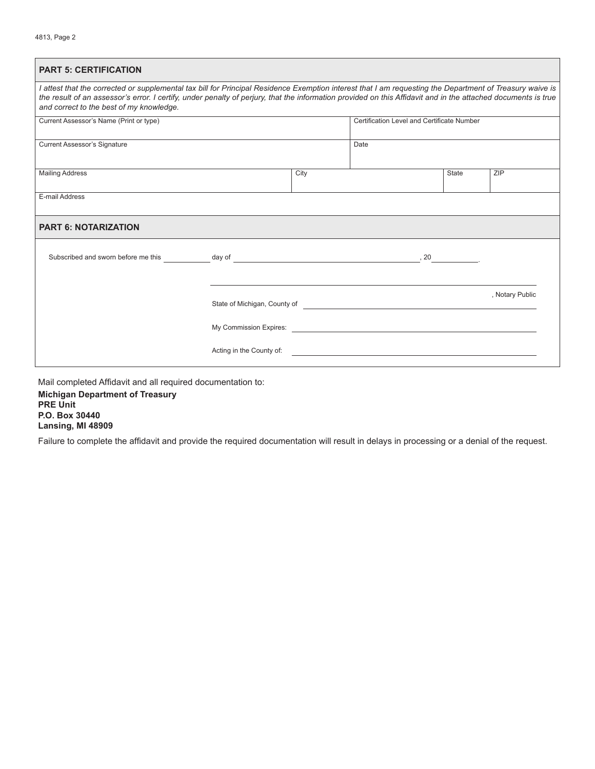## PART 5: CERTIFICATION

*I attest that the corrected or supplemental tax bill for Principal Residence Exemption interest that I am requesting the Department of Treasury waive is the result of an assessor's error. I certify, under penalty of perjury, that the information provided on this Affidavit and in the attached documents is true and correct to the best of my knowledge.*

| Current Assessor's Name (Print or type) | | Certification Level and Certificate Number | |
|---|---|---|---|
| Current Assessor's Signature | | Date | |
| Mailing Address | City | State | ZIP |
| E-mail Address | | | |

## PART 6: NOTARIZATION

Subscribed and sworn before me this ________ day of ______________________________, 20________.

______________________________________________, Notary Public

State of Michigan, County of ______________________________

My Commission Expires: ______________________________

Acting in the County of: ______________________________

Mail completed Affidavit and all required documentation to:

**Michigan Department of Treasury**
**PRE Unit**
**P.O. Box 30440**
**Lansing, MI 48909**

Failure to complete the affidavit and provide the required documentation will result in delays in processing or a denial of the request.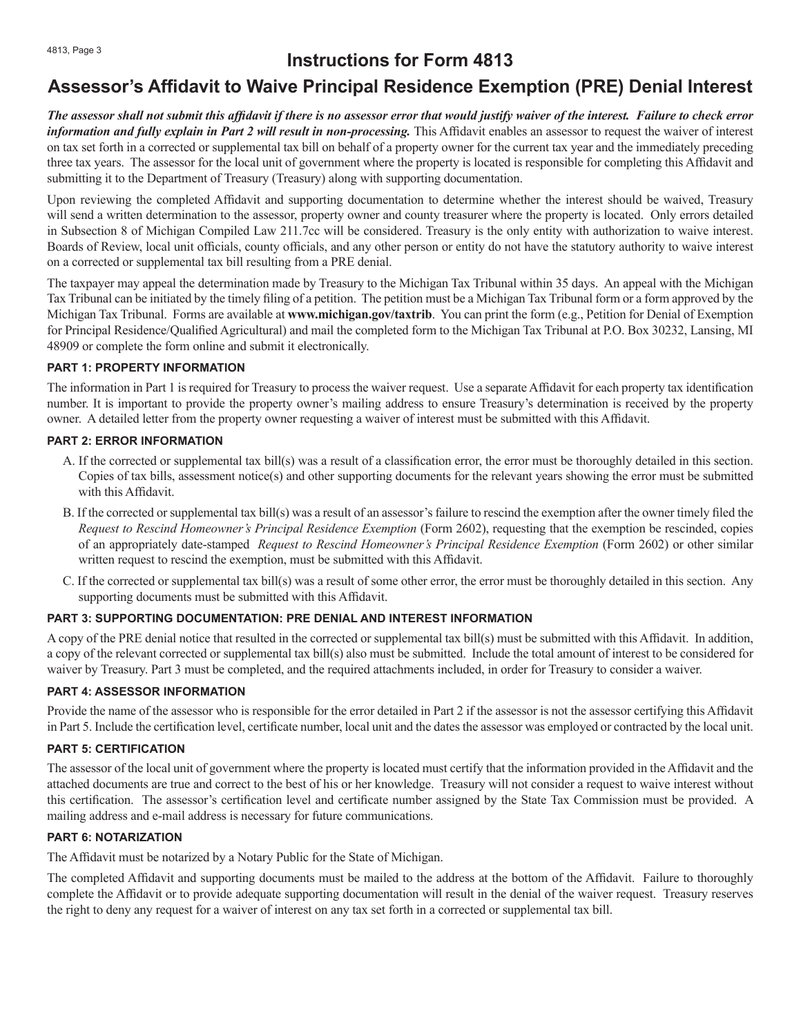# Instructions for Form 4813

## Assessor's Affidavit to Waive Principal Residence Exemption (PRE) Denial Interest

***The assessor shall not submit this affidavit if there is no assessor error that would justify waiver of the interest. Failure to check error information and fully explain in Part 2 will result in non-processing.*** This Affidavit enables an assessor to request the waiver of interest on tax set forth in a corrected or supplemental tax bill on behalf of a property owner for the current tax year and the immediately preceding three tax years. The assessor for the local unit of government where the property is located is responsible for completing this Affidavit and submitting it to the Department of Treasury (Treasury) along with supporting documentation.

Upon reviewing the completed Affidavit and supporting documentation to determine whether the interest should be waived, Treasury will send a written determination to the assessor, property owner and county treasurer where the property is located. Only errors detailed in Subsection 8 of Michigan Compiled Law 211.7cc will be considered. Treasury is the only entity with authorization to waive interest. Boards of Review, local unit officials, county officials, and any other person or entity do not have the statutory authority to waive interest on a corrected or supplemental tax bill resulting from a PRE denial.

The taxpayer may appeal the determination made by Treasury to the Michigan Tax Tribunal within 35 days. An appeal with the Michigan Tax Tribunal can be initiated by the timely filing of a petition. The petition must be a Michigan Tax Tribunal form or a form approved by the Michigan Tax Tribunal. Forms are available at **www.michigan.gov/taxtrib**. You can print the form (e.g., Petition for Denial of Exemption for Principal Residence/Qualified Agricultural) and mail the completed form to the Michigan Tax Tribunal at P.O. Box 30232, Lansing, MI 48909 or complete the form online and submit it electronically.

### PART 1: PROPERTY INFORMATION

The information in Part 1 is required for Treasury to process the waiver request. Use a separate Affidavit for each property tax identification number. It is important to provide the property owner's mailing address to ensure Treasury's determination is received by the property owner. A detailed letter from the property owner requesting a waiver of interest must be submitted with this Affidavit.

### PART 2: ERROR INFORMATION

A. If the corrected or supplemental tax bill(s) was a result of a classification error, the error must be thoroughly detailed in this section. Copies of tax bills, assessment notice(s) and other supporting documents for the relevant years showing the error must be submitted with this Affidavit.

B. If the corrected or supplemental tax bill(s) was a result of an assessor's failure to rescind the exemption after the owner timely filed the *Request to Rescind Homeowner's Principal Residence Exemption* (Form 2602), requesting that the exemption be rescinded, copies of an appropriately date-stamped *Request to Rescind Homeowner's Principal Residence Exemption* (Form 2602) or other similar written request to rescind the exemption, must be submitted with this Affidavit.

C. If the corrected or supplemental tax bill(s) was a result of some other error, the error must be thoroughly detailed in this section. Any supporting documents must be submitted with this Affidavit.

### PART 3: SUPPORTING DOCUMENTATION: PRE DENIAL AND INTEREST INFORMATION

A copy of the PRE denial notice that resulted in the corrected or supplemental tax bill(s) must be submitted with this Affidavit. In addition, a copy of the relevant corrected or supplemental tax bill(s) also must be submitted. Include the total amount of interest to be considered for waiver by Treasury. Part 3 must be completed, and the required attachments included, in order for Treasury to consider a waiver.

### PART 4: ASSESSOR INFORMATION

Provide the name of the assessor who is responsible for the error detailed in Part 2 if the assessor is not the assessor certifying this Affidavit in Part 5. Include the certification level, certificate number, local unit and the dates the assessor was employed or contracted by the local unit.

### PART 5: CERTIFICATION

The assessor of the local unit of government where the property is located must certify that the information provided in the Affidavit and the attached documents are true and correct to the best of his or her knowledge. Treasury will not consider a request to waive interest without this certification. The assessor's certification level and certificate number assigned by the State Tax Commission must be provided. A mailing address and e-mail address is necessary for future communications.

### PART 6: NOTARIZATION

The Affidavit must be notarized by a Notary Public for the State of Michigan.

The completed Affidavit and supporting documents must be mailed to the address at the bottom of the Affidavit. Failure to thoroughly complete the Affidavit or to provide adequate supporting documentation will result in the denial of the waiver request. Treasury reserves the right to deny any request for a waiver of interest on any tax set forth in a corrected or supplemental tax bill.